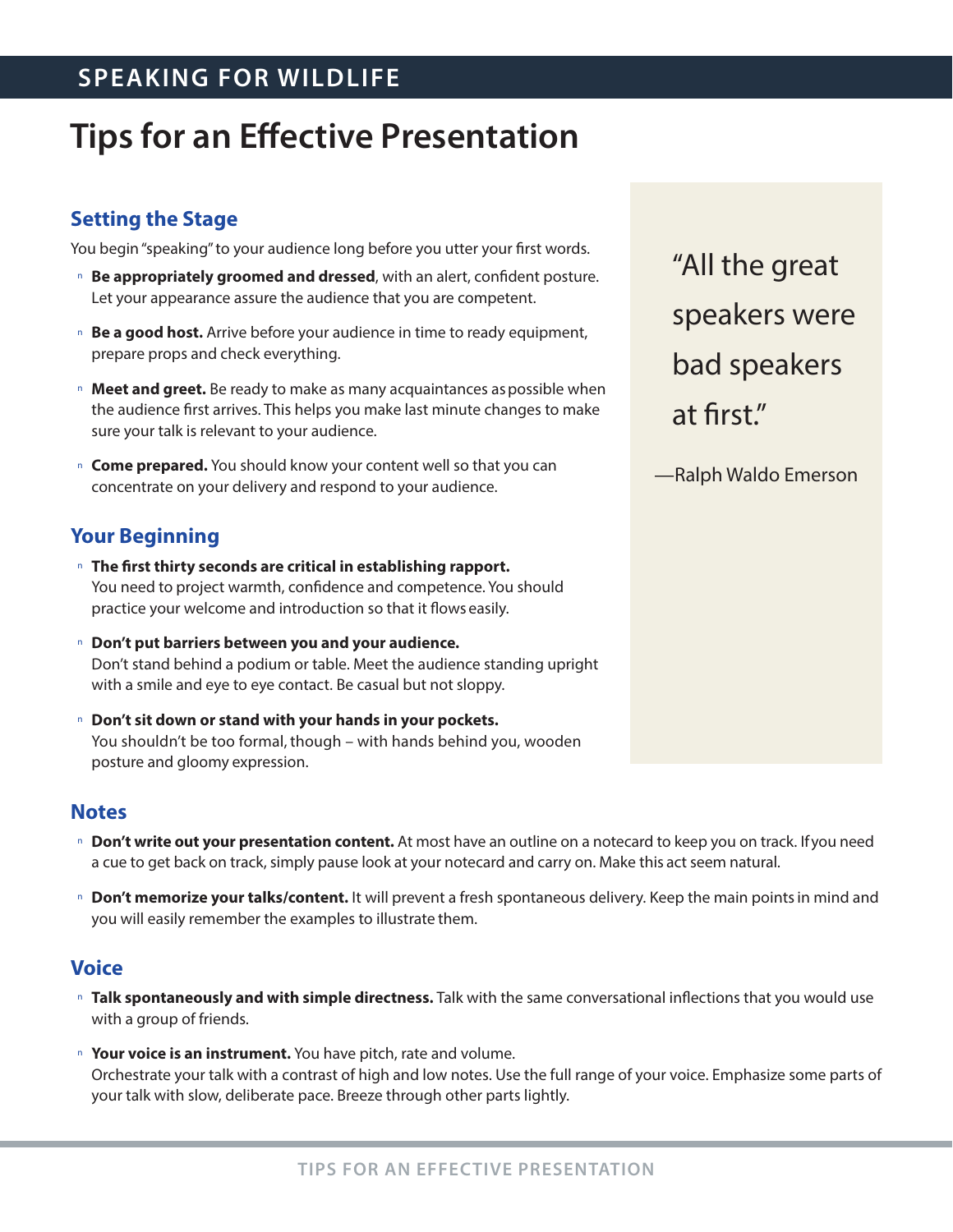SPEAKING FOR WILDLIFE

# Tips for an Effective Presentation

## Setting the Stage

You begin "speaking" to your audience long before you utter your first words.

- **Be appropriately groomed and dressed**, with an alert, confident posture. Let your appearance assure the audience that you are competent.
- **Be a good host.** Arrive before your audience in time to ready equipment, prepare props and check everything.
- **Meet and greet.** Be ready to make as many acquaintances as possible when the audience first arrives. This helps you make last minute changes to make sure your talk is relevant to your audience.
- **Come prepared.** You should know your content well so that you can concentrate on your delivery and respond to your audience.

> "All the great speakers were bad speakers at first."
>
> —Ralph Waldo Emerson

## Your Beginning

- **The first thirty seconds are critical in establishing rapport.** You need to project warmth, confidence and competence. You should practice your welcome and introduction so that it flows easily.
- **Don't put barriers between you and your audience.** Don't stand behind a podium or table. Meet the audience standing upright with a smile and eye to eye contact. Be casual but not sloppy.
- **Don't sit down or stand with your hands in your pockets.** You shouldn't be too formal, though – with hands behind you, wooden posture and gloomy expression.

## Notes

- **Don't write out your presentation content.** At most have an outline on a notecard to keep you on track. If you need a cue to get back on track, simply pause look at your notecard and carry on. Make this act seem natural.
- **Don't memorize your talks/content.** It will prevent a fresh spontaneous delivery. Keep the main points in mind and you will easily remember the examples to illustrate them.

## Voice

- **Talk spontaneously and with simple directness.** Talk with the same conversational inflections that you would use with a group of friends.
- **Your voice is an instrument.** You have pitch, rate and volume. Orchestrate your talk with a contrast of high and low notes. Use the full range of your voice. Emphasize some parts of your talk with slow, deliberate pace. Breeze through other parts lightly.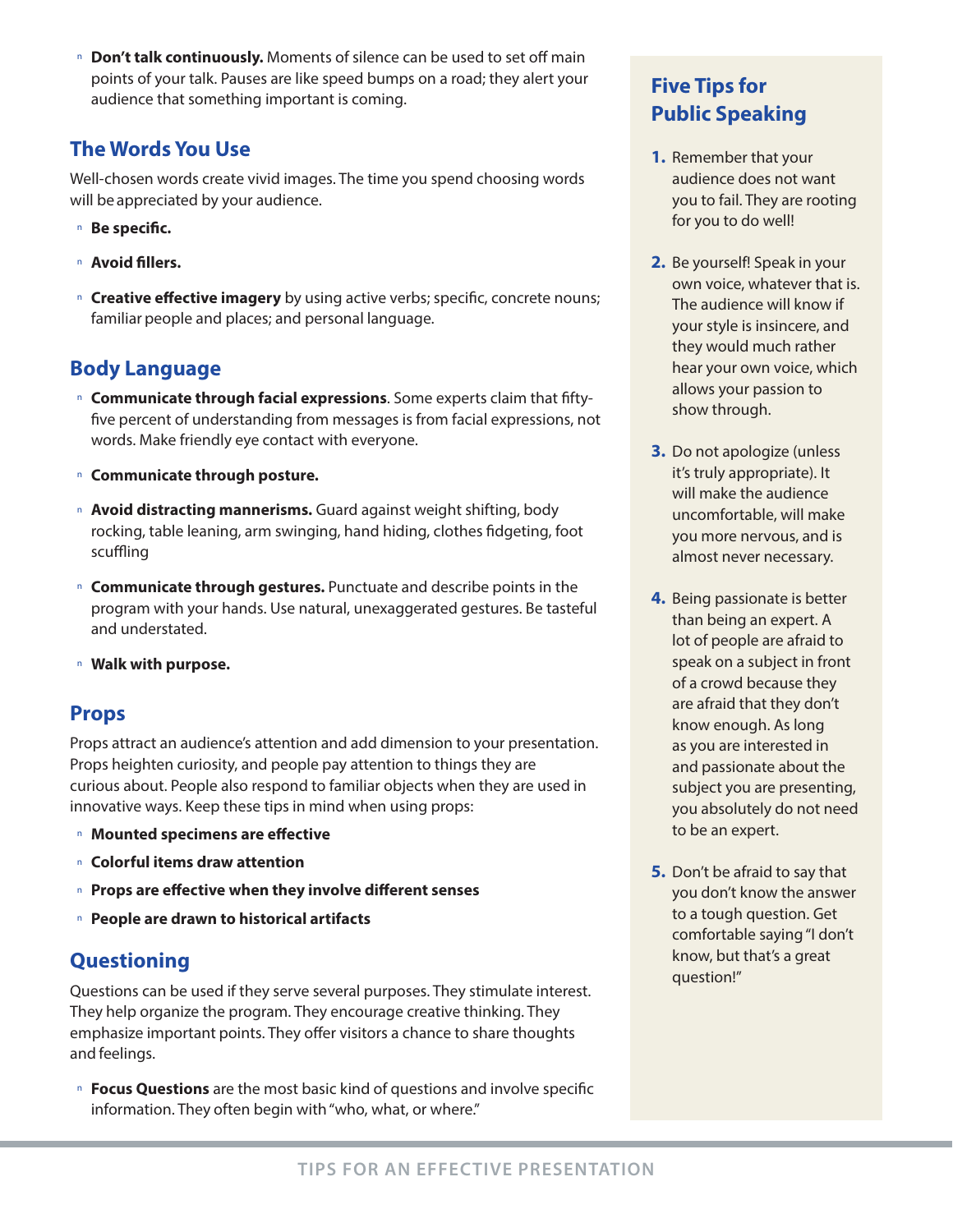- **Don't talk continuously.** Moments of silence can be used to set off main points of your talk. Pauses are like speed bumps on a road; they alert your audience that something important is coming.

## The Words You Use

Well-chosen words create vivid images. The time you spend choosing words will be appreciated by your audience.

- **Be specific.**
- **Avoid fillers.**
- **Creative effective imagery** by using active verbs; specific, concrete nouns; familiar people and places; and personal language.

## Body Language

- **Communicate through facial expressions**. Some experts claim that fifty-five percent of understanding from messages is from facial expressions, not words. Make friendly eye contact with everyone.
- **Communicate through posture.**
- **Avoid distracting mannerisms.** Guard against weight shifting, body rocking, table leaning, arm swinging, hand hiding, clothes fidgeting, foot scuffling
- **Communicate through gestures.** Punctuate and describe points in the program with your hands. Use natural, unexaggerated gestures. Be tasteful and understated.
- **Walk with purpose.**

## Props

Props attract an audience's attention and add dimension to your presentation. Props heighten curiosity, and people pay attention to things they are curious about. People also respond to familiar objects when they are used in innovative ways. Keep these tips in mind when using props:

- **Mounted specimens are effective**
- **Colorful items draw attention**
- **Props are effective when they involve different senses**
- **People are drawn to historical artifacts**

## Questioning

Questions can be used if they serve several purposes. They stimulate interest. They help organize the program. They encourage creative thinking. They emphasize important points. They offer visitors a chance to share thoughts and feelings.

- **Focus Questions** are the most basic kind of questions and involve specific information. They often begin with "who, what, or where."

## Five Tips for Public Speaking

1. Remember that your audience does not want you to fail. They are rooting for you to do well!
2. Be yourself! Speak in your own voice, whatever that is. The audience will know if your style is insincere, and they would much rather hear your own voice, which allows your passion to show through.
3. Do not apologize (unless it's truly appropriate). It will make the audience uncomfortable, will make you more nervous, and is almost never necessary.
4. Being passionate is better than being an expert. A lot of people are afraid to speak on a subject in front of a crowd because they are afraid that they don't know enough. As long as you are interested in and passionate about the subject you are presenting, you absolutely do not need to be an expert.
5. Don't be afraid to say that you don't know the answer to a tough question. Get comfortable saying "I don't know, but that's a great question!"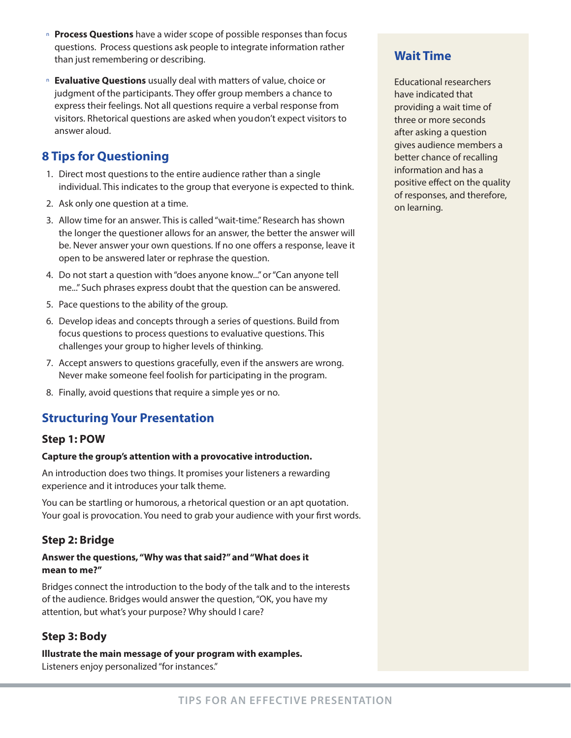- **Process Questions** have a wider scope of possible responses than focus questions. Process questions ask people to integrate information rather than just remembering or describing.
- **Evaluative Questions** usually deal with matters of value, choice or judgment of the participants. They offer group members a chance to express their feelings. Not all questions require a verbal response from visitors. Rhetorical questions are asked when you don't expect visitors to answer aloud.

## 8 Tips for Questioning

1. Direct most questions to the entire audience rather than a single individual. This indicates to the group that everyone is expected to think.
2. Ask only one question at a time.
3. Allow time for an answer. This is called "wait-time." Research has shown the longer the questioner allows for an answer, the better the answer will be. Never answer your own questions. If no one offers a response, leave it open to be answered later or rephrase the question.
4. Do not start a question with "does anyone know..." or "Can anyone tell me..." Such phrases express doubt that the question can be answered.
5. Pace questions to the ability of the group.
6. Develop ideas and concepts through a series of questions. Build from focus questions to process questions to evaluative questions. This challenges your group to higher levels of thinking.
7. Accept answers to questions gracefully, even if the answers are wrong. Never make someone feel foolish for participating in the program.
8. Finally, avoid questions that require a simple yes or no.

## Structuring Your Presentation

### Step 1: POW

**Capture the group's attention with a provocative introduction.**

An introduction does two things. It promises your listeners a rewarding experience and it introduces your talk theme.

You can be startling or humorous, a rhetorical question or an apt quotation. Your goal is provocation. You need to grab your audience with your first words.

### Step 2: Bridge

**Answer the questions, "Why was that said?" and "What does it mean to me?"**

Bridges connect the introduction to the body of the talk and to the interests of the audience. Bridges would answer the question, "OK, you have my attention, but what's your purpose? Why should I care?

### Step 3: Body

**Illustrate the main message of your program with examples.**
Listeners enjoy personalized "for instances."

## Wait Time

Educational researchers have indicated that providing a wait time of three or more seconds after asking a question gives audience members a better chance of recalling information and has a positive effect on the quality of responses, and therefore, on learning.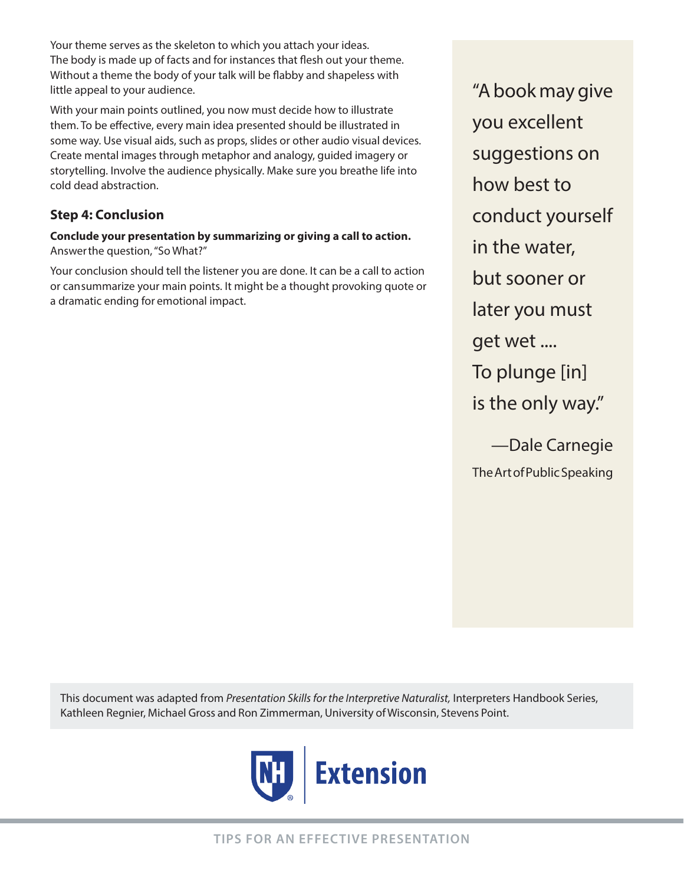Your theme serves as the skeleton to which you attach your ideas. The body is made up of facts and for instances that flesh out your theme. Without a theme the body of your talk will be flabby and shapeless with little appeal to your audience.

With your main points outlined, you now must decide how to illustrate them. To be effective, every main idea presented should be illustrated in some way. Use visual aids, such as props, slides or other audio visual devices. Create mental images through metaphor and analogy, guided imagery or storytelling. Involve the audience physically. Make sure you breathe life into cold dead abstraction.

### Step 4: Conclusion

**Conclude your presentation by summarizing or giving a call to action.** Answer the question, "So What?"

Your conclusion should tell the listener you are done. It can be a call to action or can summarize your main points. It might be a thought provoking quote or a dramatic ending for emotional impact.

> "A book may give you excellent suggestions on how best to conduct yourself in the water, but sooner or later you must get wet .... To plunge [in] is the only way."
>
> —Dale Carnegie
>
> The Art of Public Speaking

This document was adapted from *Presentation Skills for the Interpretive Naturalist,* Interpreters Handbook Series, Kathleen Regnier, Michael Gross and Ron Zimmerman, University of Wisconsin, Stevens Point.

NH Extension